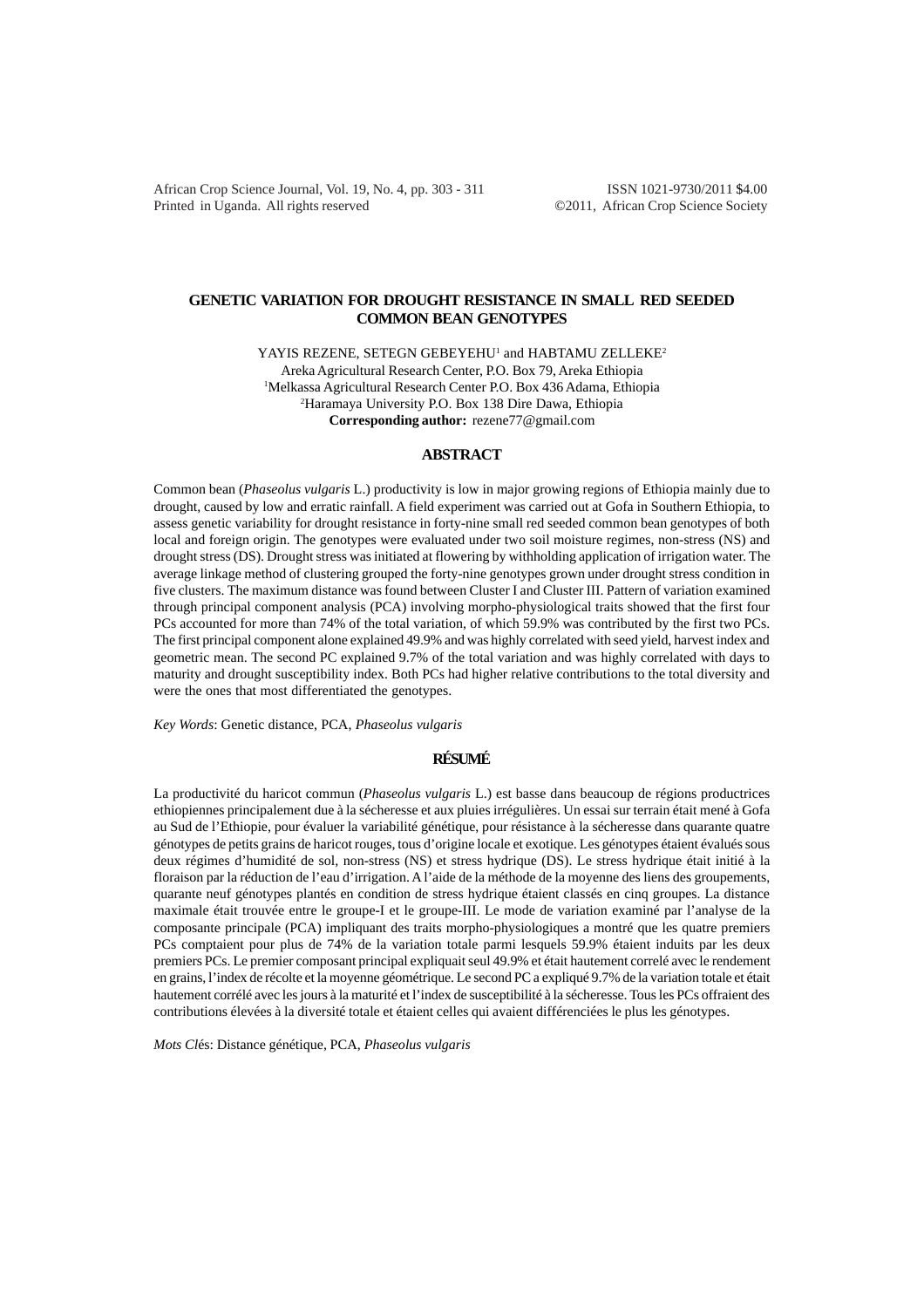# GENETIC VARIATION FOR DROUGHT RESISTANCE IN SMALL RED SEEDED COMMON BEAN GENOTYPES

YAYIS REZENE, SETEGN GEBEYEHU[1] and HABTAMU ZELLEKE[2]

Areka Agricultural Research Center, P.O. Box 79, Areka Ethiopia
[1]Melkassa Agricultural Research Center P.O. Box 436 Adama, Ethiopia
[2]Haramaya University P.O. Box 138 Dire Dawa, Ethiopia
**Corresponding author:** rezene77@gmail.com

## ABSTRACT

Common bean (*Phaseolus vulgaris* L.) productivity is low in major growing regions of Ethiopia mainly due to drought, caused by low and erratic rainfall. A field experiment was carried out at Gofa in Southern Ethiopia, to assess genetic variability for drought resistance in forty-nine small red seeded common bean genotypes of both local and foreign origin. The genotypes were evaluated under two soil moisture regimes, non-stress (NS) and drought stress (DS). Drought stress was initiated at flowering by withholding application of irrigation water. The average linkage method of clustering grouped the forty-nine genotypes grown under drought stress condition in five clusters. The maximum distance was found between Cluster I and Cluster III. Pattern of variation examined through principal component analysis (PCA) involving morpho-physiological traits showed that the first four PCs accounted for more than 74% of the total variation, of which 59.9% was contributed by the first two PCs. The first principal component alone explained 49.9% and was highly correlated with seed yield, harvest index and geometric mean. The second PC explained 9.7% of the total variation and was highly correlated with days to maturity and drought susceptibility index. Both PCs had higher relative contributions to the total diversity and were the ones that most differentiated the genotypes.

*Key Words*: Genetic distance, PCA, *Phaseolus vulgaris*

## RÉSUMÉ

La productivité du haricot commun (*Phaseolus vulgaris* L.) est basse dans beaucoup de régions productrices ethiopiennes principalement due à la sécheresse et aux pluies irrégulières. Un essai sur terrain était mené à Gofa au Sud de l'Ethiopie, pour évaluer la variabilité génétique, pour résistance à la sécheresse dans quarante quatre génotypes de petits grains de haricot rouges, tous d'origine locale et exotique. Les génotypes étaient évalués sous deux régimes d'humidité de sol, non-stress (NS) et stress hydrique (DS). Le stress hydrique était initié à la floraison par la réduction de l'eau d'irrigation. A l'aide de la méthode de la moyenne des liens des groupements, quarante neuf génotypes plantés en condition de stress hydrique étaient classés en cinq groupes. La distance maximale était trouvée entre le groupe-I et le groupe-III. Le mode de variation examiné par l'analyse de la composante principale (PCA) impliquant des traits morpho-physiologiques a montré que les quatre premiers PCs comptaient pour plus de 74% de la variation totale parmi lesquels 59.9% étaient induits par les deux premiers PCs. Le premier composant principal expliquait seul 49.9% et était hautement correlé avec le rendement en grains, l'index de récolte et la moyenne géométrique. Le second PC a expliqué 9.7% de la variation totale et était hautement corrélé avec les jours à la maturité et l'index de susceptibilité à la sécheresse. Tous les PCs offraient des contributions élevées à la diversité totale et étaient celles qui avaient différenciées le plus les génotypes.

*Mots Clés*: Distance génétique, PCA, *Phaseolus vulgaris*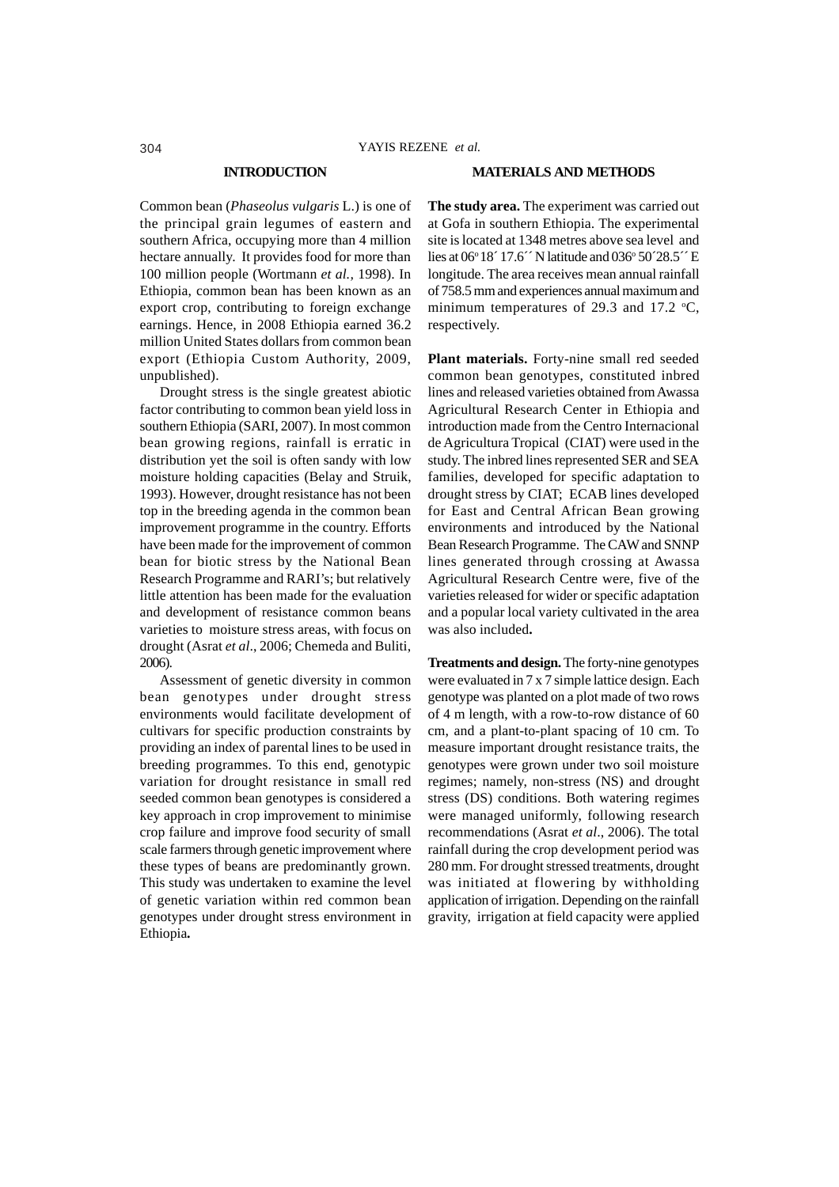## INTRODUCTION

Common bean (*Phaseolus vulgaris* L.) is one of the principal grain legumes of eastern and southern Africa, occupying more than 4 million hectare annually. It provides food for more than 100 million people (Wortmann *et al.,* 1998). In Ethiopia, common bean has been known as an export crop, contributing to foreign exchange earnings. Hence, in 2008 Ethiopia earned 36.2 million United States dollars from common bean export (Ethiopia Custom Authority, 2009, unpublished).

Drought stress is the single greatest abiotic factor contributing to common bean yield loss in southern Ethiopia (SARI, 2007). In most common bean growing regions, rainfall is erratic in distribution yet the soil is often sandy with low moisture holding capacities (Belay and Struik, 1993). However, drought resistance has not been top in the breeding agenda in the common bean improvement programme in the country. Efforts have been made for the improvement of common bean for biotic stress by the National Bean Research Programme and RARI's; but relatively little attention has been made for the evaluation and development of resistance common beans varieties to moisture stress areas, with focus on drought (Asrat *et al*., 2006; Chemeda and Buliti, 2006).

Assessment of genetic diversity in common bean genotypes under drought stress environments would facilitate development of cultivars for specific production constraints by providing an index of parental lines to be used in breeding programmes. To this end, genotypic variation for drought resistance in small red seeded common bean genotypes is considered a key approach in crop improvement to minimise crop failure and improve food security of small scale farmers through genetic improvement where these types of beans are predominantly grown. This study was undertaken to examine the level of genetic variation within red common bean genotypes under drought stress environment in Ethiopia**.**

## MATERIALS AND METHODS

**The study area.** The experiment was carried out at Gofa in southern Ethiopia. The experimental site is located at 1348 metres above sea level and lies at 06°18´ 17.6´´ N latitude and 036° 50´28.5´´ E longitude. The area receives mean annual rainfall of 758.5 mm and experiences annual maximum and minimum temperatures of 29.3 and 17.2 °C, respectively.

**Plant materials.** Forty-nine small red seeded common bean genotypes, constituted inbred lines and released varieties obtained from Awassa Agricultural Research Center in Ethiopia and introduction made from the Centro Internacional de Agricultura Tropical (CIAT) were used in the study. The inbred lines represented SER and SEA families, developed for specific adaptation to drought stress by CIAT; ECAB lines developed for East and Central African Bean growing environments and introduced by the National Bean Research Programme. The CAW and SNNP lines generated through crossing at Awassa Agricultural Research Centre were, five of the varieties released for wider or specific adaptation and a popular local variety cultivated in the area was also included**.**

**Treatments and design.** The forty-nine genotypes were evaluated in 7 x 7 simple lattice design. Each genotype was planted on a plot made of two rows of 4 m length, with a row-to-row distance of 60 cm, and a plant-to-plant spacing of 10 cm. To measure important drought resistance traits, the genotypes were grown under two soil moisture regimes; namely, non-stress (NS) and drought stress (DS) conditions. Both watering regimes were managed uniformly, following research recommendations (Asrat *et al*., 2006). The total rainfall during the crop development period was 280 mm. For drought stressed treatments, drought was initiated at flowering by withholding application of irrigation. Depending on the rainfall gravity, irrigation at field capacity were applied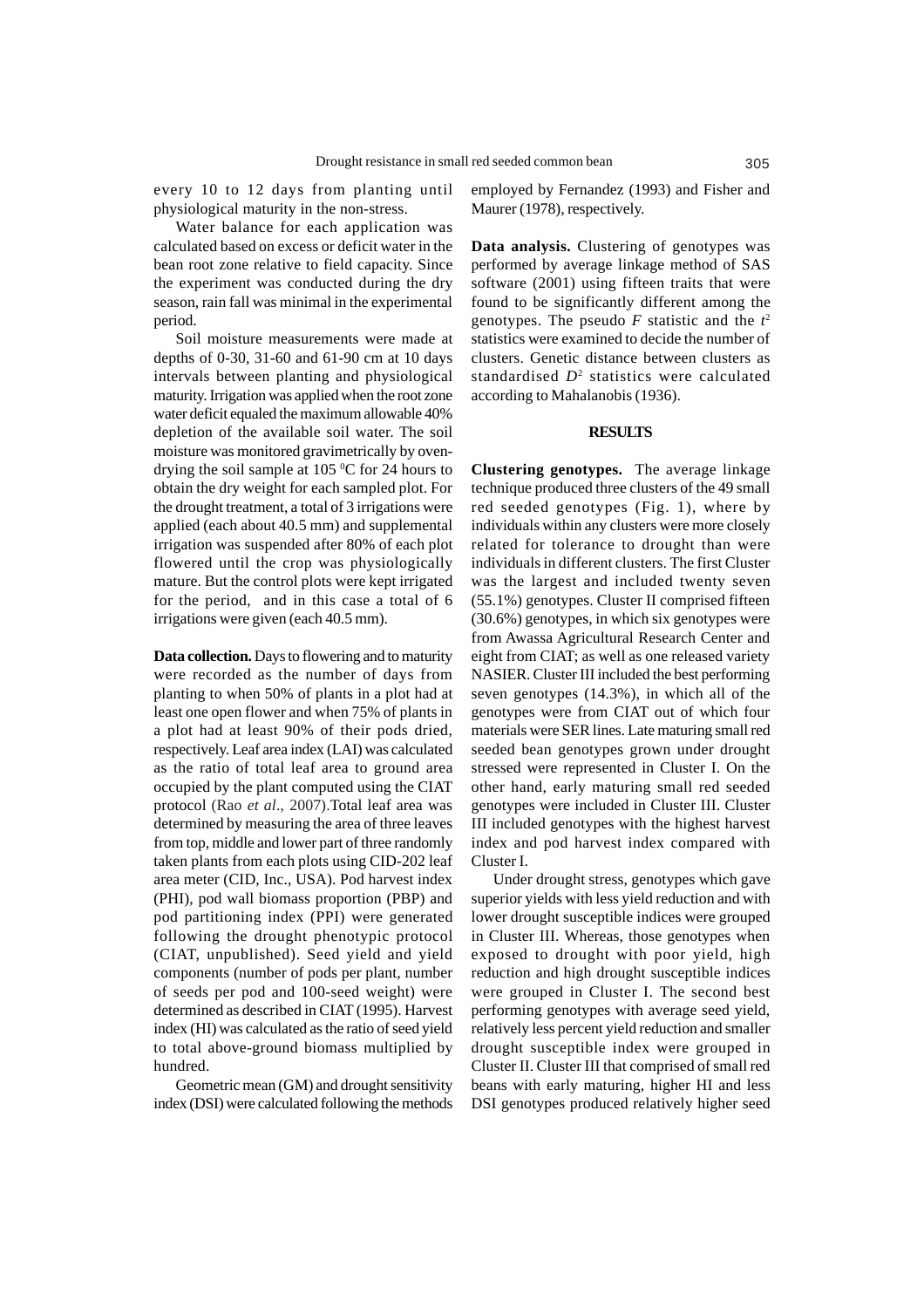every 10 to 12 days from planting until physiological maturity in the non-stress.

Water balance for each application was calculated based on excess or deficit water in the bean root zone relative to field capacity. Since the experiment was conducted during the dry season, rain fall was minimal in the experimental period.

Soil moisture measurements were made at depths of 0-30, 31-60 and 61-90 cm at 10 days intervals between planting and physiological maturity. Irrigation was applied when the root zone water deficit equaled the maximum allowable 40% depletion of the available soil water. The soil moisture was monitored gravimetrically by oven-drying the soil sample at 105 $^0$C for 24 hours to obtain the dry weight for each sampled plot. For the drought treatment, a total of 3 irrigations were applied (each about 40.5 mm) and supplemental irrigation was suspended after 80% of each plot flowered until the crop was physiologically mature. But the control plots were kept irrigated for the period, and in this case a total of 6 irrigations were given (each 40.5 mm).

**Data collection.** Days to flowering and to maturity were recorded as the number of days from planting to when 50% of plants in a plot had at least one open flower and when 75% of plants in a plot had at least 90% of their pods dried, respectively. Leaf area index (LAI) was calculated as the ratio of total leaf area to ground area occupied by the plant computed using the CIAT protocol (Rao *et al*., 2007).Total leaf area was determined by measuring the area of three leaves from top, middle and lower part of three randomly taken plants from each plots using CID-202 leaf area meter (CID, Inc., USA). Pod harvest index (PHI), pod wall biomass proportion (PBP) and pod partitioning index (PPI) were generated following the drought phenotypic protocol (CIAT, unpublished). Seed yield and yield components (number of pods per plant, number of seeds per pod and 100-seed weight) were determined as described in CIAT (1995). Harvest index (HI) was calculated as the ratio of seed yield to total above-ground biomass multiplied by hundred.

Geometric mean (GM) and drought sensitivity index (DSI) were calculated following the methods employed by Fernandez (1993) and Fisher and Maurer (1978), respectively.

**Data analysis.** Clustering of genotypes was performed by average linkage method of SAS software (2001) using fifteen traits that were found to be significantly different among the genotypes. The pseudo *F* statistic and the $t^2$ statistics were examined to decide the number of clusters. Genetic distance between clusters as standardised $D^2$ statistics were calculated according to Mahalanobis (1936).

## RESULTS

**Clustering genotypes.** The average linkage technique produced three clusters of the 49 small red seeded genotypes (Fig. 1), where by individuals within any clusters were more closely related for tolerance to drought than were individuals in different clusters. The first Cluster was the largest and included twenty seven (55.1%) genotypes. Cluster II comprised fifteen (30.6%) genotypes, in which six genotypes were from Awassa Agricultural Research Center and eight from CIAT; as well as one released variety NASIER. Cluster III included the best performing seven genotypes (14.3%), in which all of the genotypes were from CIAT out of which four materials were SER lines. Late maturing small red seeded bean genotypes grown under drought stressed were represented in Cluster I. On the other hand, early maturing small red seeded genotypes were included in Cluster III. Cluster III included genotypes with the highest harvest index and pod harvest index compared with Cluster I.

Under drought stress, genotypes which gave superior yields with less yield reduction and with lower drought susceptible indices were grouped in Cluster III. Whereas, those genotypes when exposed to drought with poor yield, high reduction and high drought susceptible indices were grouped in Cluster I. The second best performing genotypes with average seed yield, relatively less percent yield reduction and smaller drought susceptible index were grouped in Cluster II. Cluster III that comprised of small red beans with early maturing, higher HI and less DSI genotypes produced relatively higher seed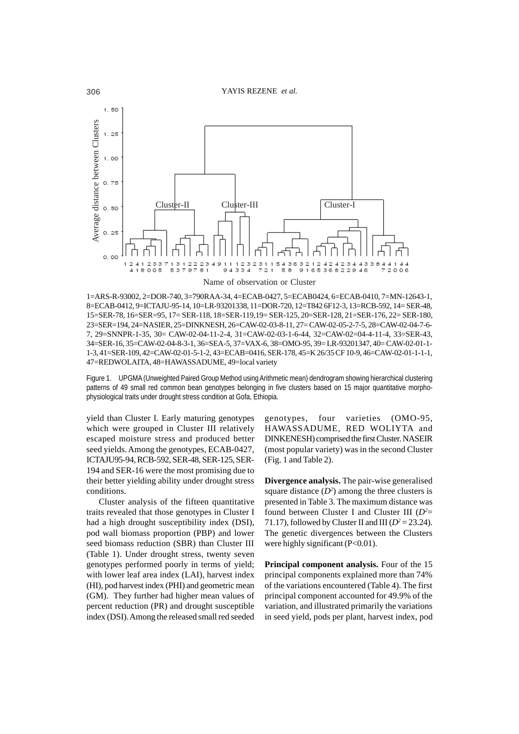1=ARS-R-93002, 2=DOR-740, 3=790RAA-34, 4=ECAB-0427, 5=ECAB0424, 6=ECAB-0410, 7=MN-12643-1, 8=ECAB-0412, 9=ICTAJU-95-14, 10=LR-93201338, 11=DOR-720, 12=T842 6F12-3, 13=RCB-592, 14= SER-48, 15=SER-78, 16=SER=95, 17= SER-118, 18=SER-119,19= SER-125, 20=SER-128, 21=SER-176, 22= SER-180, 23=SER=194, 24=NASIER, 25=DINKNESH, 26=CAW-02-03-8-11, 27= CAW-02-05-2-7-5, 28=CAW-02-04-7-6-7, 29=SNNPR-1-35, 30= CAW-02-04-11-2-4, 31=CAW-02-03-1-6-44, 32=CAW-02=04-4-11-4, 33=SER-43, 34=SER-16, 35=CAW-02-04-8-3-1, 36=SEA-5, 37=VAX-6, 38=OMO-95, 39= LR-93201347, 40= CAW-02-01-1-1-3, 41=SER-109, 42=CAW-02-01-5-1-2, 43=ECAB=0416, SER-178, 45=K 26/35 CF 10-9, 46=CAW-02-01-1-1-1, 47=REDWOLAITA, 48=HAWASSADUME, 49=local variety

Figure 1. UPGMA (Unweighted Paired Group Method using Arithmetic mean) dendrogram showing hierarchical clustering patterns of 49 small red common bean genotypes belonging in five clusters based on 15 major quantitative morpho-physiological traits under drought stress condition at Gofa, Ethiopia.

yield than Cluster I. Early maturing genotypes which were grouped in Cluster III relatively escaped moisture stress and produced better seed yields. Among the genotypes, ECAB-0427, ICTAJU95-94, RCB-592, SER-48, SER-125, SER-194 and SER-16 were the most promising due to their better yielding ability under drought stress conditions.

Cluster analysis of the fifteen quantitative traits revealed that those genotypes in Cluster I had a high drought susceptibility index (DSI), pod wall biomass proportion (PBP) and lower seed biomass reduction (SBR) than Cluster III (Table 1). Under drought stress, twenty seven genotypes performed poorly in terms of yield; with lower leaf area index (LAI), harvest index (HI), pod harvest index (PHI) and geometric mean (GM). They further had higher mean values of percent reduction (PR) and drought susceptible index (DSI). Among the released small red seeded genotypes, four varieties (OMO-95, HAWASSADUME, RED WOLIYTA and DINKENESH) comprised the first Cluster. NASEIR (most popular variety) was in the second Cluster (Fig. 1 and Table 2).

**Divergence analysis.** The pair-wise generalised square distance ($D^2$) among the three clusters is presented in Table 3. The maximum distance was found between Cluster I and Cluster III ($D^2$= 71.17), followed by Cluster II and III ($D^2$ = 23.24). The genetic divergences between the Clusters were highly significant (P<0.01).

**Principal component analysis.** Four of the 15 principal components explained more than 74% of the variations encountered (Table 4). The first principal component accounted for 49.9% of the variation, and illustrated primarily the variations in seed yield, pods per plant, harvest index, pod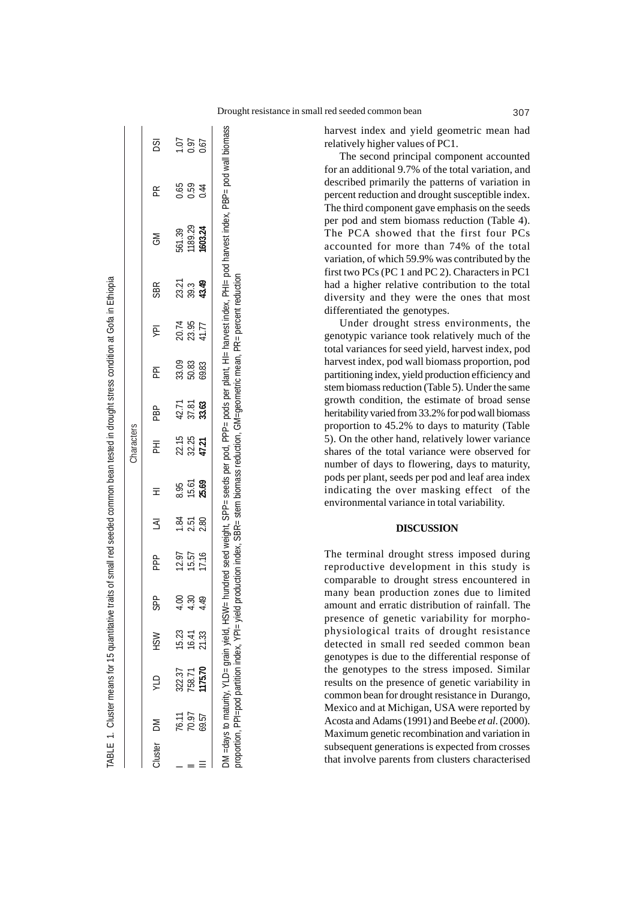TABLE 1. Cluster means for 15 quantitative traits of small red seeded common bean tested in drought stress condition at Gofa in Ethiopia

| Cluster | Characters | | | | | | | | | | | | | | |
|---|---|---|---|---|---|---|---|---|---|---|---|---|---|---|---|
| | DM | YLD | HSW | SPP | PPP | LAI | HI | PHI | PBP | PPI | YPI | SBR | GM | PR | DSI |
| I | 76.11 | 322.37 | 15.23 | 4.00 | 12.97 | 1.84 | 8.95 | 22.15 | 42.71 | 33.09 | 20.74 | 23.21 | 561.39 | 0.65 | 1.07 |
| II | 70.97 | 758.71 | 16.41 | 4.30 | 15.57 | 2.51 | 15.61 | 32.25 | 37.81 | 50.83 | 23.95 | 39.3 | 1189.29 | 0.59 | 0.97 |
| III | 69.57 | **1175.70** | 21.33 | **4.49** | 17.16 | 2.80 | **25.69** | **47.21** | **33.63** | 69.83 | 41.77 | **43.49** | **1603.24** | 0.44 | 0.67 |

DM =days to maturity, YLD= grain yield, HSW= hundred seed weight, SPP= seeds per pod, PPP= pods per plant, HI= harvest index, PHI= pod harvest index, PBP= pod wall biomass proportion, PPI=pod partition index, YPI= yield production index, SBR= stem biomass reduction, GM=geometric mean, PR= percent reduction

harvest index and yield geometric mean had relatively higher values of PC1.

The second principal component accounted for an additional 9.7% of the total variation, and described primarily the patterns of variation in percent reduction and drought susceptible index. The third component gave emphasis on the seeds per pod and stem biomass reduction (Table 4). The PCA showed that the first four PCs accounted for more than 74% of the total variation, of which 59.9% was contributed by the first two PCs (PC 1 and PC 2). Characters in PC1 had a higher relative contribution to the total diversity and they were the ones that most differentiated the genotypes.

Under drought stress environments, the genotypic variance took relatively much of the total variances for seed yield, harvest index, pod harvest index, pod wall biomass proportion, pod partitioning index, yield production efficiency and stem biomass reduction (Table 5). Under the same growth condition, the estimate of broad sense heritability varied from 33.2% for pod wall biomass proportion to 45.2% to days to maturity (Table 5). On the other hand, relatively lower variance shares of the total variance were observed for number of days to flowering, days to maturity, pods per plant, seeds per pod and leaf area index indicating the over masking effect of the environmental variance in total variability.

## DISCUSSION

The terminal drought stress imposed during reproductive development in this study is comparable to drought stress encountered in many bean production zones due to limited amount and erratic distribution of rainfall. The presence of genetic variability for morpho-physiological traits of drought resistance detected in small red seeded common bean genotypes is due to the differential response of the genotypes to the stress imposed. Similar results on the presence of genetic variability in common bean for drought resistance in Durango, Mexico and at Michigan, USA were reported by Acosta and Adams (1991) and Beebe *et al*. (2000). Maximum genetic recombination and variation in subsequent generations is expected from crosses that involve parents from clusters characterised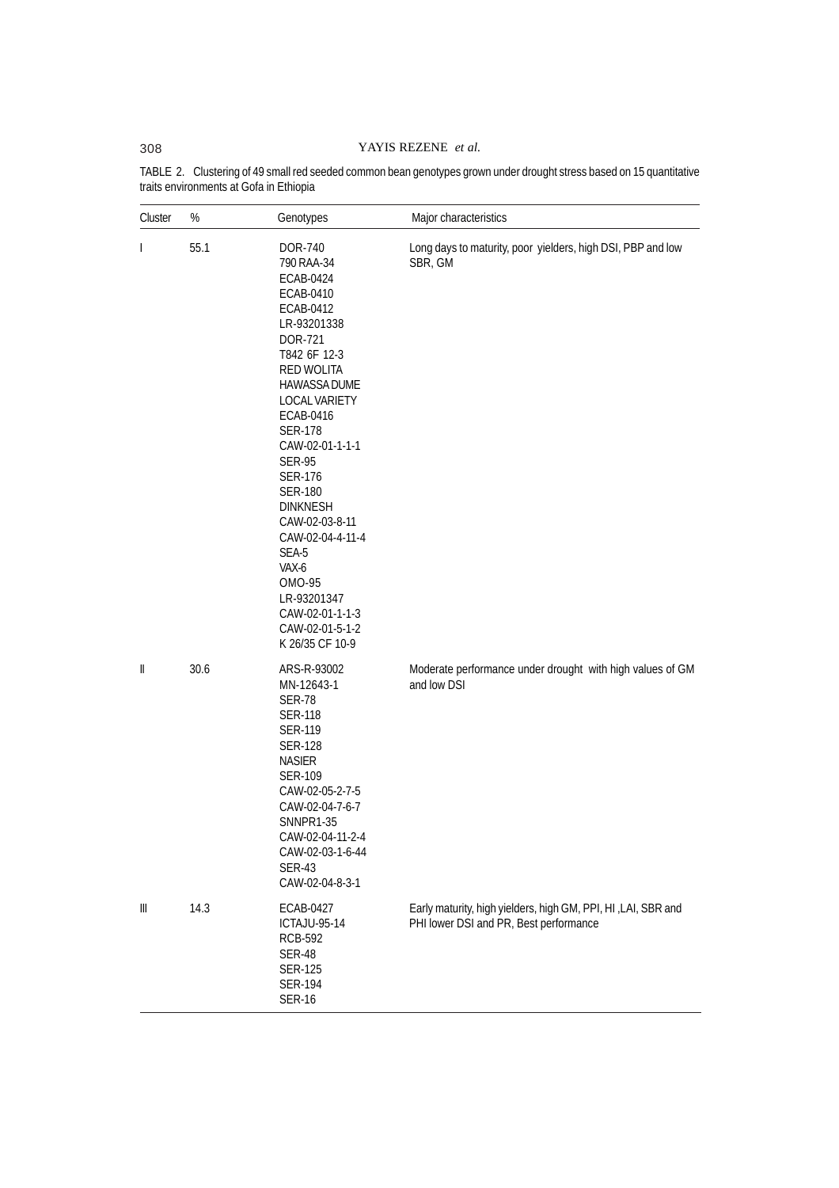TABLE 2. Clustering of 49 small red seeded common bean genotypes grown under drought stress based on 15 quantitative traits environments at Gofa in Ethiopia

| Cluster | % | Genotypes | Major characteristics |
|---|---|---|---|
| I | 55.1 | DOR-740<br>790 RAA-34<br>ECAB-0424<br>ECAB-0410<br>ECAB-0412<br>LR-93201338<br>DOR-721<br>T842 6F 12-3<br>RED WOLITA<br>HAWASSA DUME<br>LOCAL VARIETY<br>ECAB-0416<br>SER-178<br>CAW-02-01-1-1-1<br>SER-95<br>SER-176<br>SER-180<br>DINKNESH<br>CAW-02-03-8-11<br>CAW-02-04-4-11-4<br>SEA-5<br>VAX-6<br>OMO-95<br>LR-93201347<br>CAW-02-01-1-1-3<br>CAW-02-01-5-1-2<br>K 26/35 CF 10-9 | Long days to maturity, poor yielders, high DSI, PBP and low SBR, GM |
| II | 30.6 | ARS-R-93002<br>MN-12643-1<br>SER-78<br>SER-118<br>SER-119<br>SER-128<br>NASIER<br>SER-109<br>CAW-02-05-2-7-5<br>CAW-02-04-7-6-7<br>SNNPR1-35<br>CAW-02-04-11-2-4<br>CAW-02-03-1-6-44<br>SER-43<br>CAW-02-04-8-3-1 | Moderate performance under drought with high values of GM and low DSI |
| III | 14.3 | ECAB-0427<br>ICTAJU-95-14<br>RCB-592<br>SER-48<br>SER-125<br>SER-194<br>SER-16 | Early maturity, high yielders, high GM, PPI, HI ,LAI, SBR and PHI lower DSI and PR, Best performance |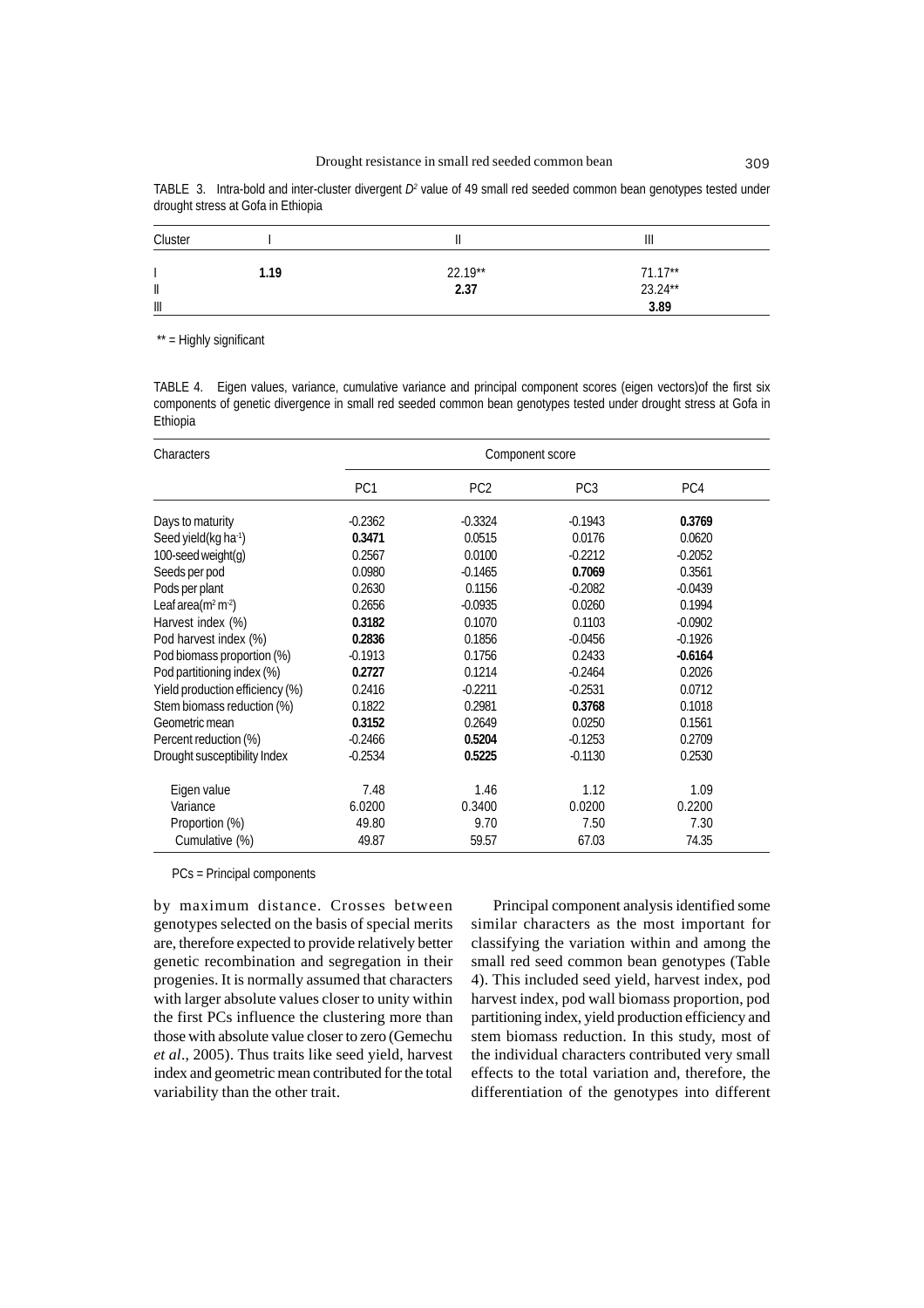TABLE 3. Intra-bold and inter-cluster divergent $D^2$ value of 49 small red seeded common bean genotypes tested under drought stress at Gofa in Ethiopia

| Cluster | I | II | III |
|---|---|---|---|
| I | **1.19** | 22.19** | 71.17** |
| II | | **2.37** | 23.24** |
| III | | | **3.89** |

** = Highly significant

TABLE 4. Eigen values, variance, cumulative variance and principal component scores (eigen vectors)of the first six components of genetic divergence in small red seeded common bean genotypes tested under drought stress at Gofa in Ethiopia

| Characters | Component score | | | |
|---|---|---|---|---|
| | PC1 | PC2 | PC3 | PC4 |
| Days to maturity | -0.2362 | -0.3324 | -0.1943 | **0.3769** |
| Seed yield(kg ha$^{-1}$) | **0.3471** | 0.0515 | 0.0176 | 0.0620 |
| 100-seed weight(g) | 0.2567 | 0.0100 | -0.2212 | -0.2052 |
| Seeds per pod | 0.0980 | -0.1465 | **0.7069** | 0.3561 |
| Pods per plant | 0.2630 | 0.1156 | -0.2082 | -0.0439 |
| Leaf area(m$^2$ m$^{-2}$) | 0.2656 | -0.0935 | 0.0260 | 0.1994 |
| Harvest index (%) | **0.3182** | 0.1070 | 0.1103 | -0.0902 |
| Pod harvest index (%) | **0.2836** | 0.1856 | -0.0456 | -0.1926 |
| Pod biomass proportion (%) | -0.1913 | 0.1756 | 0.2433 | **-0.6164** |
| Pod partitioning index (%) | **0.2727** | 0.1214 | -0.2464 | 0.2026 |
| Yield production efficiency (%) | 0.2416 | -0.2211 | -0.2531 | 0.0712 |
| Stem biomass reduction (%) | 0.1822 | 0.2981 | **0.3768** | 0.1018 |
| Geometric mean | **0.3152** | 0.2649 | 0.0250 | 0.1561 |
| Percent reduction (%) | -0.2466 | **0.5204** | -0.1253 | 0.2709 |
| Drought susceptibility Index | -0.2534 | **0.5225** | -0.1130 | 0.2530 |
| Eigen value | 7.48 | 1.46 | 1.12 | 1.09 |
| Variance | 6.0200 | 0.3400 | 0.0200 | 0.2200 |
| Proportion (%) | 49.80 | 9.70 | 7.50 | 7.30 |
| Cumulative (%) | 49.87 | 59.57 | 67.03 | 74.35 |

PCs = Principal components

by maximum distance. Crosses between genotypes selected on the basis of special merits are, therefore expected to provide relatively better genetic recombination and segregation in their progenies. It is normally assumed that characters with larger absolute values closer to unity within the first PCs influence the clustering more than those with absolute value closer to zero (Gemechu *et al*., 2005). Thus traits like seed yield, harvest index and geometric mean contributed for the total variability than the other trait.

Principal component analysis identified some similar characters as the most important for classifying the variation within and among the small red seed common bean genotypes (Table 4). This included seed yield, harvest index, pod harvest index, pod wall biomass proportion, pod partitioning index, yield production efficiency and stem biomass reduction. In this study, most of the individual characters contributed very small effects to the total variation and, therefore, the differentiation of the genotypes into different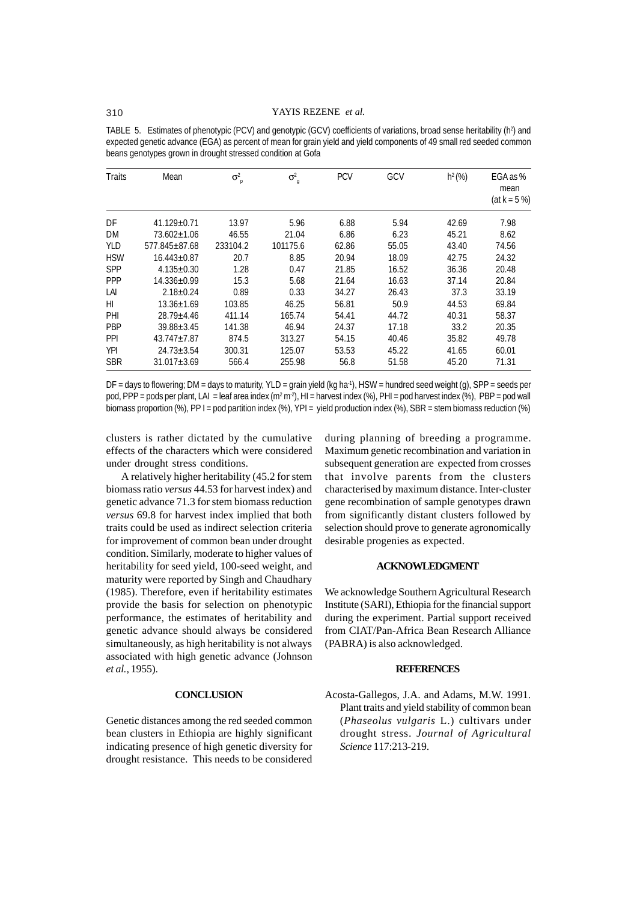TABLE 5. Estimates of phenotypic (PCV) and genotypic (GCV) coefficients of variations, broad sense heritability ($h^2$) and expected genetic advance (EGA) as percent of mean for grain yield and yield components of 49 small red seeded common beans genotypes grown in drought stressed condition at Gofa

| Traits | Mean | $\sigma^2_p$ | $\sigma^2_g$ | PCV | GCV | $h^2$ (%) | EGA as % mean (at k = 5 %) |
|---|---|---|---|---|---|---|---|
| DF | 41.129±0.71 | 13.97 | 5.96 | 6.88 | 5.94 | 42.69 | 7.98 |
| DM | 73.602±1.06 | 46.55 | 21.04 | 6.86 | 6.23 | 45.21 | 8.62 |
| YLD | 577.845±87.68 | 233104.2 | 101175.6 | 62.86 | 55.05 | 43.40 | 74.56 |
| HSW | 16.443±0.87 | 20.7 | 8.85 | 20.94 | 18.09 | 42.75 | 24.32 |
| SPP | 4.135±0.30 | 1.28 | 0.47 | 21.85 | 16.52 | 36.36 | 20.48 |
| PPP | 14.336±0.99 | 15.3 | 5.68 | 21.64 | 16.63 | 37.14 | 20.84 |
| LAI | 2.18±0.24 | 0.89 | 0.33 | 34.27 | 26.43 | 37.3 | 33.19 |
| HI | 13.36±1.69 | 103.85 | 46.25 | 56.81 | 50.9 | 44.53 | 69.84 |
| PHI | 28.79±4.46 | 411.14 | 165.74 | 54.41 | 44.72 | 40.31 | 58.37 |
| PBP | 39.88±3.45 | 141.38 | 46.94 | 24.37 | 17.18 | 33.2 | 20.35 |
| PPI | 43.747±7.87 | 874.5 | 313.27 | 54.15 | 40.46 | 35.82 | 49.78 |
| YPI | 24.73±3.54 | 300.31 | 125.07 | 53.53 | 45.22 | 41.65 | 60.01 |
| SBR | 31.017±3.69 | 566.4 | 255.98 | 56.8 | 51.58 | 45.20 | 71.31 |

DF = days to flowering; DM = days to maturity, YLD = grain yield (kg $ha^{-1}$), HSW = hundred seed weight (g), SPP = seeds per pod, PPP = pods per plant, LAI = leaf area index ($m^2 m^{-2}$), HI = harvest index (%), PHI = pod harvest index (%), PBP = pod wall biomass proportion (%), PP I = pod partition index (%), YPI = yield production index (%), SBR = stem biomass reduction (%)

clusters is rather dictated by the cumulative effects of the characters which were considered under drought stress conditions.

A relatively higher heritability (45.2 for stem biomass ratio *versus* 44.53 for harvest index) and genetic advance 71.3 for stem biomass reduction *versus* 69.8 for harvest index implied that both traits could be used as indirect selection criteria for improvement of common bean under drought condition. Similarly, moderate to higher values of heritability for seed yield, 100-seed weight, and maturity were reported by Singh and Chaudhary (1985). Therefore, even if heritability estimates provide the basis for selection on phenotypic performance, the estimates of heritability and genetic advance should always be considered simultaneously, as high heritability is not always associated with high genetic advance (Johnson *et al.,* 1955).

## CONCLUSION

Genetic distances among the red seeded common bean clusters in Ethiopia are highly significant indicating presence of high genetic diversity for drought resistance. This needs to be considered during planning of breeding a programme. Maximum genetic recombination and variation in subsequent generation are expected from crosses that involve parents from the clusters characterised by maximum distance. Inter-cluster gene recombination of sample genotypes drawn from significantly distant clusters followed by selection should prove to generate agronomically desirable progenies as expected.

## ACKNOWLEDGMENT

We acknowledge Southern Agricultural Research Institute (SARI), Ethiopia for the financial support during the experiment. Partial support received from CIAT/Pan-Africa Bean Research Alliance (PABRA) is also acknowledged.

## REFERENCES

Acosta-Gallegos, J.A. and Adams, M.W. 1991. Plant traits and yield stability of common bean (*Phaseolus vulgaris* L.) cultivars under drought stress. *Journal of Agricultural Science* 117:213-219.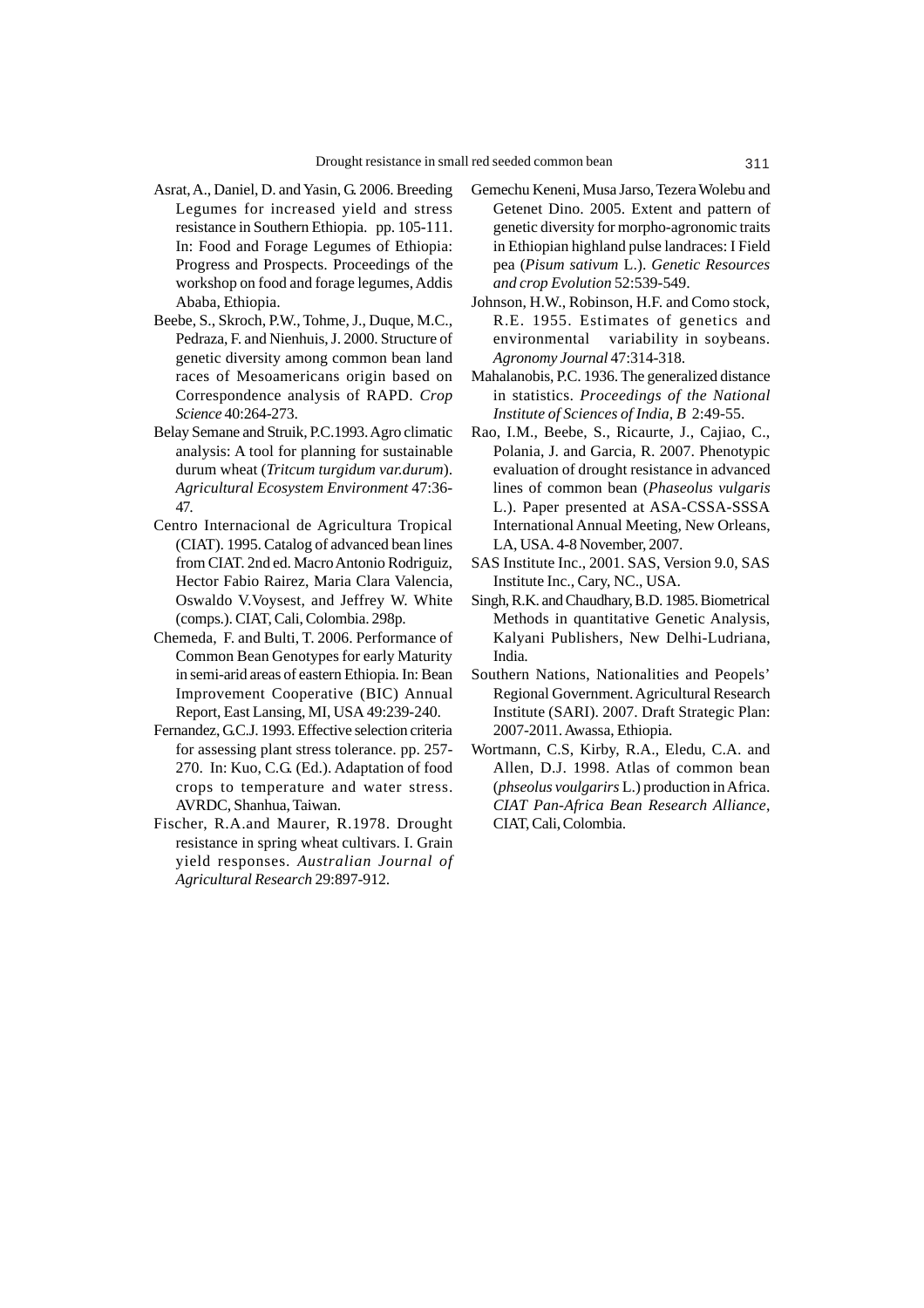Asrat, A., Daniel, D. and Yasin, G. 2006. Breeding Legumes for increased yield and stress resistance in Southern Ethiopia. pp. 105-111. In: Food and Forage Legumes of Ethiopia: Progress and Prospects. Proceedings of the workshop on food and forage legumes, Addis Ababa, Ethiopia.

Beebe, S., Skroch, P.W., Tohme, J., Duque, M.C., Pedraza, F. and Nienhuis, J. 2000. Structure of genetic diversity among common bean land races of Mesoamericans origin based on Correspondence analysis of RAPD. *Crop Science* 40:264-273.

Belay Semane and Struik, P.C.1993. Agro climatic analysis: A tool for planning for sustainable durum wheat (*Tritcum turgidum var.durum*). *Agricultural Ecosystem Environment* 47:36-47.

Centro Internacional de Agricultura Tropical (CIAT). 1995. Catalog of advanced bean lines from CIAT. 2nd ed. Macro Antonio Rodriguiz, Hector Fabio Rairez, Maria Clara Valencia, Oswaldo V.Voysest, and Jeffrey W. White (comps.). CIAT, Cali, Colombia. 298p.

Chemeda, F. and Bulti, T. 2006. Performance of Common Bean Genotypes for early Maturity in semi-arid areas of eastern Ethiopia. In: Bean Improvement Cooperative (BIC) Annual Report, East Lansing, MI, USA 49:239-240.

Fernandez, G.C.J. 1993. Effective selection criteria for assessing plant stress tolerance. pp. 257-270. In: Kuo, C.G. (Ed.). Adaptation of food crops to temperature and water stress. AVRDC, Shanhua, Taiwan.

Fischer, R.A.and Maurer, R.1978. Drought resistance in spring wheat cultivars. I. Grain yield responses. *Australian Journal of Agricultural Research* 29:897-912.

Gemechu Keneni, Musa Jarso, Tezera Wolebu and Getenet Dino. 2005. Extent and pattern of genetic diversity for morpho-agronomic traits in Ethiopian highland pulse landraces: I Field pea (*Pisum sativum* L.). *Genetic Resources and crop Evolution* 52:539-549.

Johnson, H.W., Robinson, H.F. and Como stock, R.E. 1955. Estimates of genetics and environmental variability in soybeans. *Agronomy Journal* 47:314-318.

Mahalanobis, P.C. 1936. The generalized distance in statistics. *Proceedings of the National Institute of Sciences of India, B* 2:49-55.

Rao, I.M., Beebe, S., Ricaurte, J., Cajiao, C., Polania, J. and Garcia, R. 2007. Phenotypic evaluation of drought resistance in advanced lines of common bean (*Phaseolus vulgaris* L.). Paper presented at ASA-CSSA-SSSA International Annual Meeting, New Orleans, LA, USA. 4-8 November, 2007.

SAS Institute Inc., 2001. SAS, Version 9.0, SAS Institute Inc., Cary, NC., USA.

Singh, R.K. and Chaudhary, B.D. 1985. Biometrical Methods in quantitative Genetic Analysis, Kalyani Publishers, New Delhi-Ludriana, India.

Southern Nations, Nationalities and Peopels' Regional Government. Agricultural Research Institute (SARI). 2007. Draft Strategic Plan: 2007-2011. Awassa, Ethiopia.

Wortmann, C.S, Kirby, R.A., Eledu, C.A. and Allen, D.J. 1998. Atlas of common bean (*phseolus voulgarirs* L.) production in Africa. *CIAT Pan-Africa Bean Research Alliance*, CIAT, Cali, Colombia.